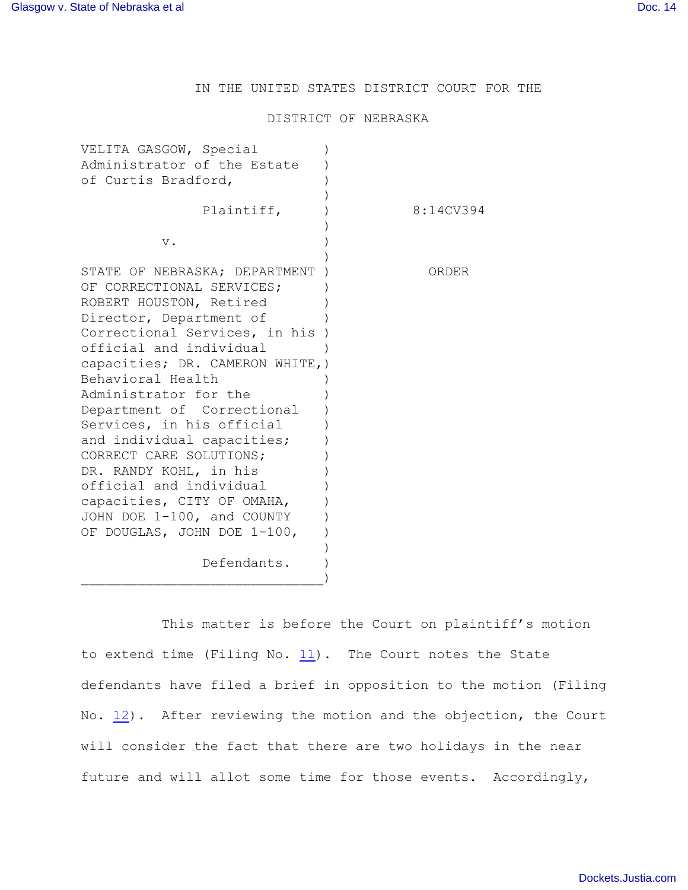IN THE UNITED STATES DISTRICT COURT FOR THE

DISTRICT OF NEBRASKA

| | | |
|---|---|---|
| VELITA GASGOW, Special Administrator of the Estate of Curtis Bradford, | ) | |
| Plaintiff, | ) | 8:14CV394 |
| v. | ) | |
| STATE OF NEBRASKA; DEPARTMENT OF CORRECTIONAL SERVICES; ROBERT HOUSTON, Retired Director, Department of Correctional Services, in his official and individual capacities; DR. CAMERON WHITE, Behavioral Health Administrator for the Department of Correctional Services, in his official and individual capacities; CORRECT CARE SOLUTIONS; DR. RANDY KOHL, in his official and individual capacities, CITY OF OMAHA, JOHN DOE 1-100, and COUNTY OF DOUGLAS, JOHN DOE 1-100, | ) | ORDER |
| Defendants. | ) | |

This matter is before the Court on plaintiff's motion to extend time (Filing No. 11). The Court notes the State defendants have filed a brief in opposition to the motion (Filing No. 12). After reviewing the motion and the objection, the Court will consider the fact that there are two holidays in the near future and will allot some time for those events. Accordingly,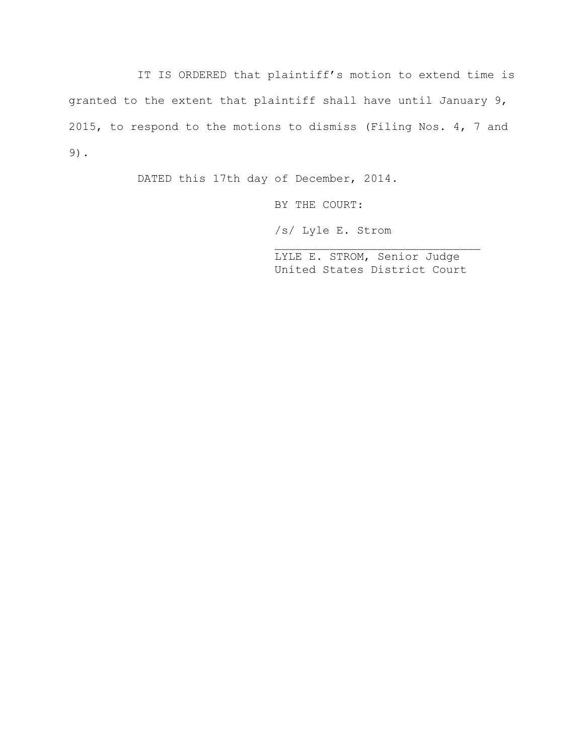IT IS ORDERED that plaintiff's motion to extend time is granted to the extent that plaintiff shall have until January 9, 2015, to respond to the motions to dismiss (Filing Nos. 4, 7 and 9).

DATED this 17th day of December, 2014.

BY THE COURT:

/s/ Lyle E. Strom

LYLE E. STROM, Senior Judge
United States District Court